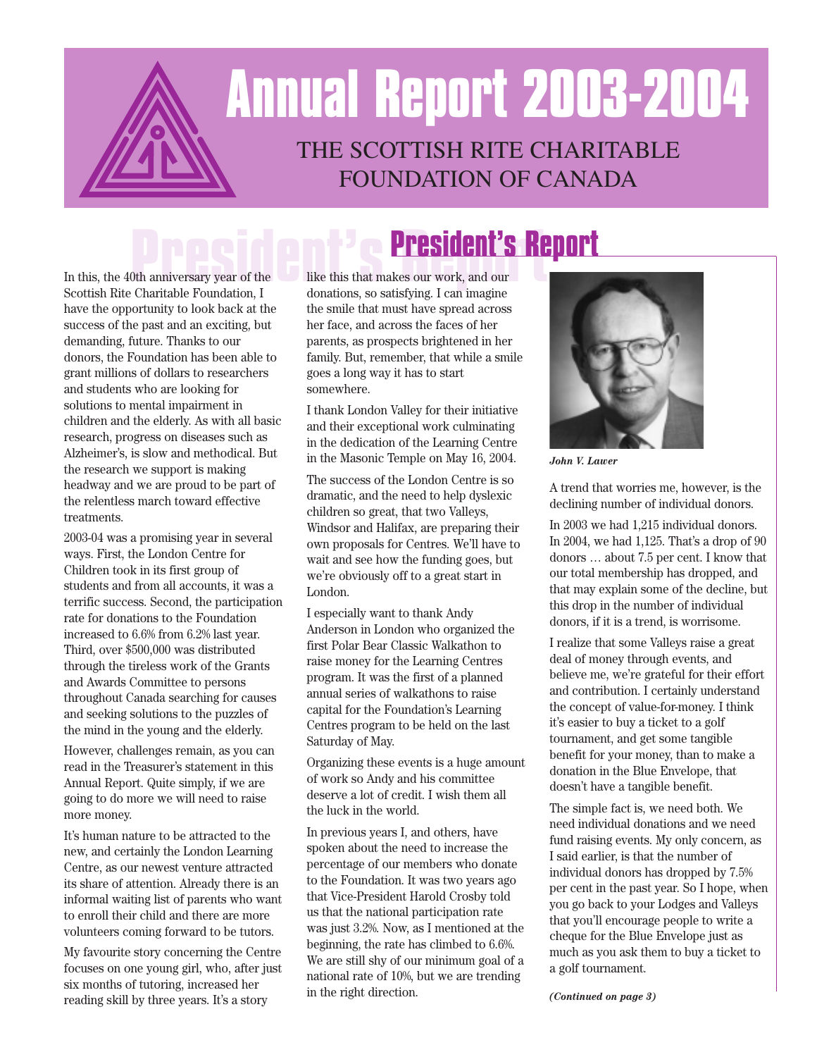# Annual Report 2003-2004

## THE SCOTTISH RITE CHARITABLE FOUNDATION OF CANADA

## President's Report

In this, the 40th anniversary year of the Scottish Rite Charitable Foundation, I have the opportunity to look back at the success of the past and an exciting, but demanding, future. Thanks to our donors, the Foundation has been able to grant millions of dollars to researchers and students who are looking for solutions to mental impairment in children and the elderly. As with all basic research, progress on diseases such as Alzheimer's, is slow and methodical. But the research we support is making headway and we are proud to be part of the relentless march toward effective treatments.

2003-04 was a promising year in several ways. First, the London Centre for Children took in its first group of students and from all accounts, it was a terrific success. Second, the participation rate for donations to the Foundation increased to 6.6% from 6.2% last year. Third, over $500,000 was distributed through the tireless work of the Grants and Awards Committee to persons throughout Canada searching for causes and seeking solutions to the puzzles of the mind in the young and the elderly.

However, challenges remain, as you can read in the Treasurer's statement in this Annual Report. Quite simply, if we are going to do more we will need to raise more money.

It's human nature to be attracted to the new, and certainly the London Learning Centre, as our newest venture attracted its share of attention. Already there is an informal waiting list of parents who want to enroll their child and there are more volunteers coming forward to be tutors.

My favourite story concerning the Centre focuses on one young girl, who, after just six months of tutoring, increased her reading skill by three years. It's a story like this that makes our work, and our donations, so satisfying. I can imagine the smile that must have spread across her face, and across the faces of her parents, as prospects brightened in her family. But, remember, that while a smile goes a long way it has to start somewhere.

I thank London Valley for their initiative and their exceptional work culminating in the dedication of the Learning Centre in the Masonic Temple on May 16, 2004.

The success of the London Centre is so dramatic, and the need to help dyslexic children so great, that two Valleys, Windsor and Halifax, are preparing their own proposals for Centres. We'll have to wait and see how the funding goes, but we're obviously off to a great start in London.

I especially want to thank Andy Anderson in London who organized the first Polar Bear Classic Walkathon to raise money for the Learning Centres program. It was the first of a planned annual series of walkathons to raise capital for the Foundation's Learning Centres program to be held on the last Saturday of May.

Organizing these events is a huge amount of work so Andy and his committee deserve a lot of credit. I wish them all the luck in the world.

In previous years I, and others, have spoken about the need to increase the percentage of our members who donate to the Foundation. It was two years ago that Vice-President Harold Crosby told us that the national participation rate was just 3.2%. Now, as I mentioned at the beginning, the rate has climbed to 6.6%. We are still shy of our minimum goal of a national rate of 10%, but we are trending in the right direction.

***John V. Lawer***

A trend that worries me, however, is the declining number of individual donors.

In 2003 we had 1,215 individual donors. In 2004, we had 1,125. That's a drop of 90 donors … about 7.5 per cent. I know that our total membership has dropped, and that may explain some of the decline, but this drop in the number of individual donors, if it is a trend, is worrisome.

I realize that some Valleys raise a great deal of money through events, and believe me, we're grateful for their effort and contribution. I certainly understand the concept of value-for-money. I think it's easier to buy a ticket to a golf tournament, and get some tangible benefit for your money, than to make a donation in the Blue Envelope, that doesn't have a tangible benefit.

The simple fact is, we need both. We need individual donations and we need fund raising events. My only concern, as I said earlier, is that the number of individual donors has dropped by 7.5% per cent in the past year. So I hope, when you go back to your Lodges and Valleys that you'll encourage people to write a cheque for the Blue Envelope just as much as you ask them to buy a ticket to a golf tournament.

***(Continued on page 3)***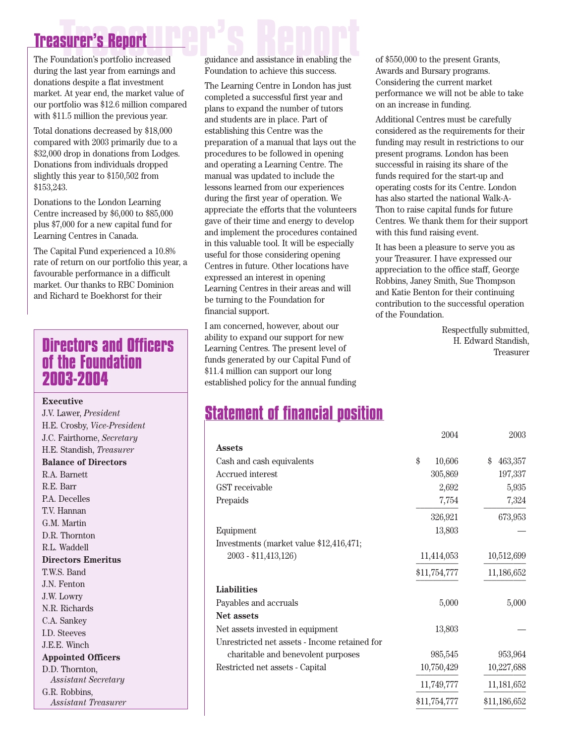# Treasurer's Report

The Foundation's portfolio increased during the last year from earnings and donations despite a flat investment market. At year end, the market value of our portfolio was $12.6 million compared with $11.5 million the previous year.

Total donations decreased by $18,000 compared with 2003 primarily due to a $32,000 drop in donations from Lodges. Donations from individuals dropped slightly this year to $150,502 from $153,243.

Donations to the London Learning Centre increased by $6,000 to $85,000 plus $7,000 for a new capital fund for Learning Centres in Canada.

The Capital Fund experienced a 10.8% rate of return on our portfolio this year, a favourable performance in a difficult market. Our thanks to RBC Dominion and Richard te Boekhorst for their guidance and assistance in enabling the Foundation to achieve this success.

The Learning Centre in London has just completed a successful first year and plans to expand the number of tutors and students are in place. Part of establishing this Centre was the preparation of a manual that lays out the procedures to be followed in opening and operating a Learning Centre. The manual was updated to include the lessons learned from our experiences during the first year of operation. We appreciate the efforts that the volunteers gave of their time and energy to develop and implement the procedures contained in this valuable tool. It will be especially useful for those considering opening Centres in future. Other locations have expressed an interest in opening Learning Centres in their areas and will be turning to the Foundation for financial support.

I am concerned, however, about our ability to expand our support for new Learning Centres. The present level of funds generated by our Capital Fund of $11.4 million can support our long established policy for the annual funding of $550,000 to the present Grants, Awards and Bursary programs. Considering the current market performance we will not be able to take on an increase in funding.

Additional Centres must be carefully considered as the requirements for their funding may result in restrictions to our present programs. London has been successful in raising its share of the funds required for the start-up and operating costs for its Centre. London has also started the national Walk-A-Thon to raise capital funds for future Centres. We thank them for their support with this fund raising event.

It has been a pleasure to serve you as your Treasurer. I have expressed our appreciation to the office staff, George Robbins, Janey Smith, Sue Thompson and Katie Benton for their continuing contribution to the successful operation of the Foundation.

Respectfully submitted,
H. Edward Standish,
Treasurer

## Directors and Officers of the Foundation 2003-2004

**Executive**

J.V. Lawer, *President*
H.E. Crosby, *Vice-President*
J.C. Fairthorne, *Secretary*
H.E. Standish, *Treasurer*

**Balance of Directors**

R.A. Barnett
R.E. Barr
P.A. Decelles
T.V. Hannan
G.M. Martin
D.R. Thornton
R.L. Waddell

**Directors Emeritus**

T.W.S. Band
J.N. Fenton
J.W. Lowry
N.R. Richards
C.A. Sankey
I.D. Steeves
J.E.E. Winch

**Appointed Officers**

D.D. Thornton, *Assistant Secretary*
G.R. Robbins, *Assistant Treasurer*

## Statement of financial position

| | 2004 | 2003 |
|---|---|---|
| **Assets** | | |
| Cash and cash equivalents | $ 10,606 | $ 463,357 |
| Accrued interest | 305,869 | 197,337 |
| GST receivable | 2,692 | 5,935 |
| Prepaids | 7,754 | 7,324 |
| | 326,921 | 673,953 |
| Equipment | 13,803 | — |
| Investments (market value $12,416,471; 2003 - $11,413,126) | 11,414,053 | 10,512,699 |
| | $11,754,777 | 11,186,652 |
| **Liabilities** | | |
| Payables and accruals | 5,000 | 5,000 |
| **Net assets** | | |
| Net assets invested in equipment | 13,803 | — |
| Unrestricted net assets - Income retained for charitable and benevolent purposes | 985,545 | 953,964 |
| Restricted net assets - Capital | 10,750,429 | 10,227,688 |
| | 11,749,777 | 11,181,652 |
| | $11,754,777 | $11,186,652 |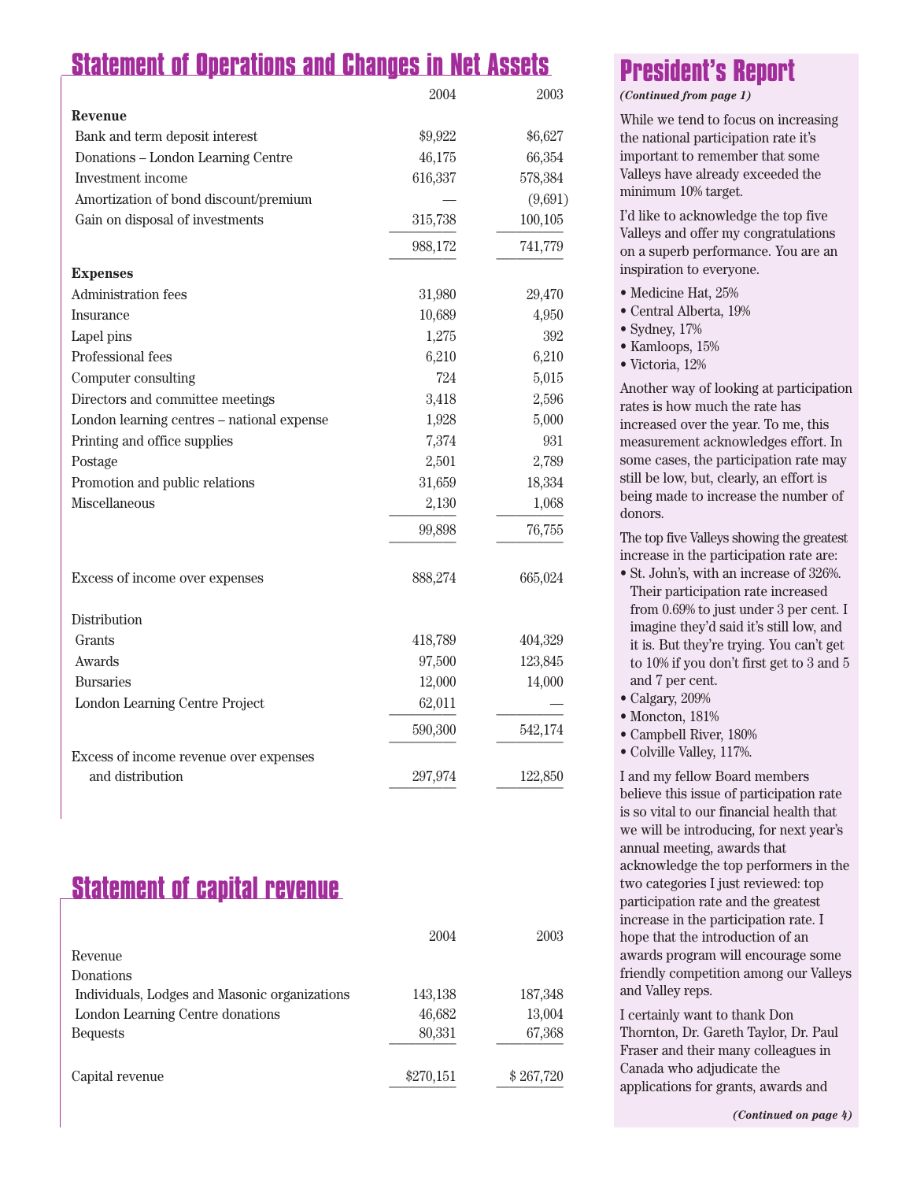## Statement of Operations and Changes in Net Assets

| | 2004 | 2003 |
|---|---|---|
| **Revenue** | | |
| Bank and term deposit interest | $9,922 | $6,627 |
| Donations – London Learning Centre | 46,175 | 66,354 |
| Investment income | 616,337 | 578,384 |
| Amortization of bond discount/premium | — | (9,691) |
| Gain on disposal of investments | 315,738 | 100,105 |
| | 988,172 | 741,779 |
| **Expenses** | | |
| Administration fees | 31,980 | 29,470 |
| Insurance | 10,689 | 4,950 |
| Lapel pins | 1,275 | 392 |
| Professional fees | 6,210 | 6,210 |
| Computer consulting | 724 | 5,015 |
| Directors and committee meetings | 3,418 | 2,596 |
| London learning centres – national expense | 1,928 | 5,000 |
| Printing and office supplies | 7,374 | 931 |
| Postage | 2,501 | 2,789 |
| Promotion and public relations | 31,659 | 18,334 |
| Miscellaneous | 2,130 | 1,068 |
| | 99,898 | 76,755 |
| Excess of income over expenses | 888,274 | 665,024 |
| Distribution | | |
| Grants | 418,789 | 404,329 |
| Awards | 97,500 | 123,845 |
| Bursaries | 12,000 | 14,000 |
| London Learning Centre Project | 62,011 | — |
| | 590,300 | 542,174 |
| Excess of income revenue over expenses and distribution | 297,974 | 122,850 |

## Statement of capital revenue

| | 2004 | 2003 |
|---|---|---|
| Revenue | | |
| Donations | | |
| Individuals, Lodges and Masonic organizations | 143,138 | 187,348 |
| London Learning Centre donations | 46,682 | 13,004 |
| Bequests | 80,331 | 67,368 |
| Capital revenue | $270,151 | $ 267,720 |

## President's Report

*(Continued from page 1)*

While we tend to focus on increasing the national participation rate it's important to remember that some Valleys have already exceeded the minimum 10% target.

I'd like to acknowledge the top five Valleys and offer my congratulations on a superb performance. You are an inspiration to everyone.

- Medicine Hat, 25%
- Central Alberta, 19%
- Sydney, 17%
- Kamloops, 15%
- Victoria, 12%

Another way of looking at participation rates is how much the rate has increased over the year. To me, this measurement acknowledges effort. In some cases, the participation rate may still be low, but, clearly, an effort is being made to increase the number of donors.

The top five Valleys showing the greatest increase in the participation rate are:

- St. John's, with an increase of 326%. Their participation rate increased from 0.69% to just under 3 per cent. I imagine they'd said it's still low, and it is. But they're trying. You can't get to 10% if you don't first get to 3 and 5 and 7 per cent.
- Calgary, 209%
- Moncton, 181%
- Campbell River, 180%
- Colville Valley, 117%.

I and my fellow Board members believe this issue of participation rate is so vital to our financial health that we will be introducing, for next year's annual meeting, awards that acknowledge the top performers in the two categories I just reviewed: top participation rate and the greatest increase in the participation rate. I hope that the introduction of an awards program will encourage some friendly competition among our Valleys and Valley reps.

I certainly want to thank Don Thornton, Dr. Gareth Taylor, Dr. Paul Fraser and their many colleagues in Canada who adjudicate the applications for grants, awards and

*(Continued on page 4)*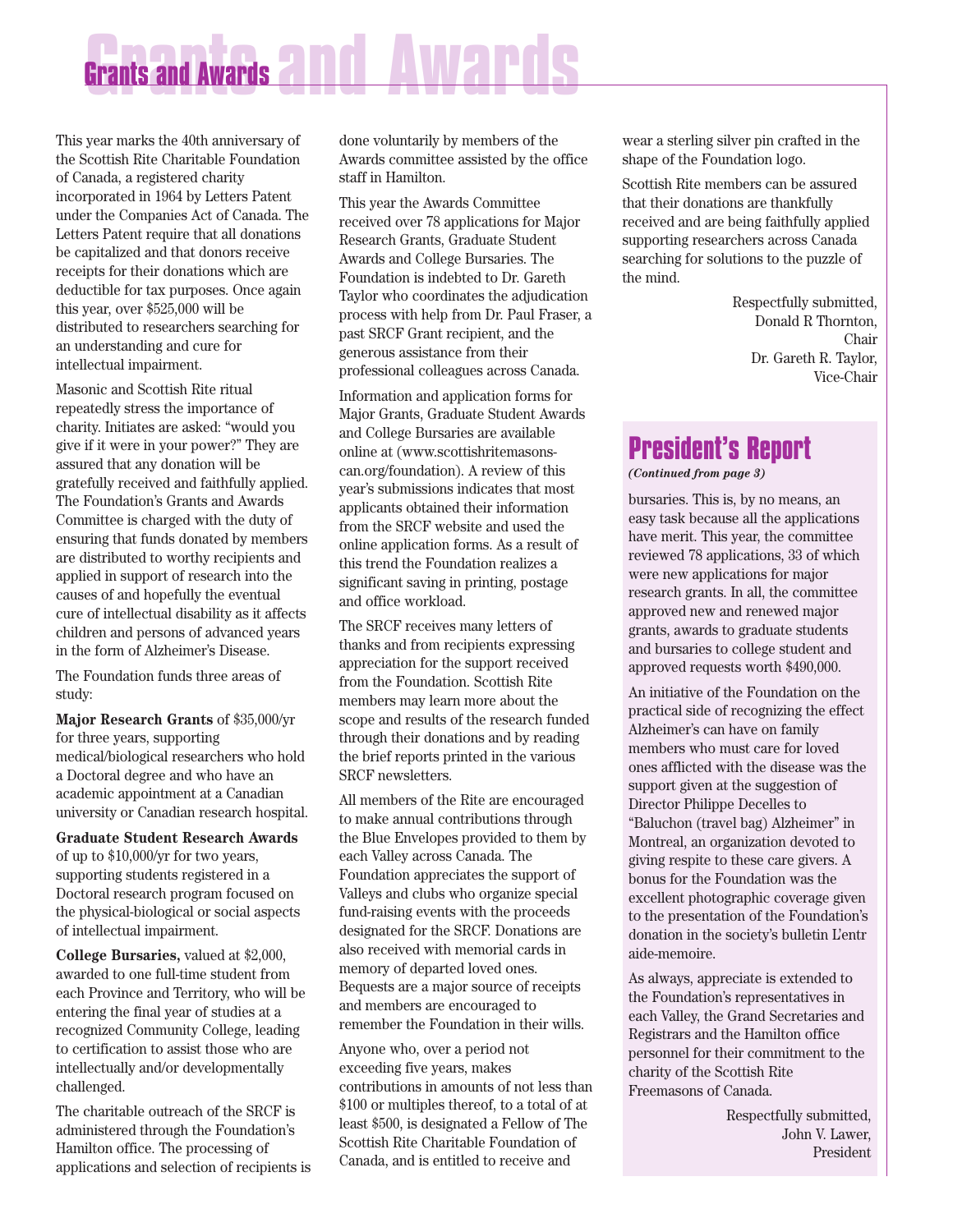# Grants and Awards

This year marks the 40th anniversary of the Scottish Rite Charitable Foundation of Canada, a registered charity incorporated in 1964 by Letters Patent under the Companies Act of Canada. The Letters Patent require that all donations be capitalized and that donors receive receipts for their donations which are deductible for tax purposes. Once again this year, over $525,000 will be distributed to researchers searching for an understanding and cure for intellectual impairment.

Masonic and Scottish Rite ritual repeatedly stress the importance of charity. Initiates are asked: "would you give if it were in your power?" They are assured that any donation will be gratefully received and faithfully applied. The Foundation's Grants and Awards Committee is charged with the duty of ensuring that funds donated by members are distributed to worthy recipients and applied in support of research into the causes of and hopefully the eventual cure of intellectual disability as it affects children and persons of advanced years in the form of Alzheimer's Disease.

The Foundation funds three areas of study:

**Major Research Grants** of $35,000/yr for three years, supporting medical/biological researchers who hold a Doctoral degree and who have an academic appointment at a Canadian university or Canadian research hospital.

**Graduate Student Research Awards** of up to $10,000/yr for two years, supporting students registered in a Doctoral research program focused on the physical-biological or social aspects of intellectual impairment.

**College Bursaries,** valued at $2,000, awarded to one full-time student from each Province and Territory, who will be entering the final year of studies at a recognized Community College, leading to certification to assist those who are intellectually and/or developmentally challenged.

The charitable outreach of the SRCF is administered through the Foundation's Hamilton office. The processing of applications and selection of recipients is done voluntarily by members of the Awards committee assisted by the office staff in Hamilton.

This year the Awards Committee received over 78 applications for Major Research Grants, Graduate Student Awards and College Bursaries. The Foundation is indebted to Dr. Gareth Taylor who coordinates the adjudication process with help from Dr. Paul Fraser, a past SRCF Grant recipient, and the generous assistance from their professional colleagues across Canada.

Information and application forms for Major Grants, Graduate Student Awards and College Bursaries are available online at (www.scottishritemasons-can.org/foundation). A review of this year's submissions indicates that most applicants obtained their information from the SRCF website and used the online application forms. As a result of this trend the Foundation realizes a significant saving in printing, postage and office workload.

The SRCF receives many letters of thanks and from recipients expressing appreciation for the support received from the Foundation. Scottish Rite members may learn more about the scope and results of the research funded through their donations and by reading the brief reports printed in the various SRCF newsletters.

All members of the Rite are encouraged to make annual contributions through the Blue Envelopes provided to them by each Valley across Canada. The Foundation appreciates the support of Valleys and clubs who organize special fund-raising events with the proceeds designated for the SRCF. Donations are also received with memorial cards in memory of departed loved ones. Bequests are a major source of receipts and members are encouraged to remember the Foundation in their wills.

Anyone who, over a period not exceeding five years, makes contributions in amounts of not less than $100 or multiples thereof, to a total of at least $500, is designated a Fellow of The Scottish Rite Charitable Foundation of Canada, and is entitled to receive and wear a sterling silver pin crafted in the shape of the Foundation logo.

Scottish Rite members can be assured that their donations are thankfully received and are being faithfully applied supporting researchers across Canada searching for solutions to the puzzle of the mind.

Respectfully submitted,
Donald R Thornton,
Chair
Dr. Gareth R. Taylor,
Vice-Chair

## President's Report

***(Continued from page 3)***

bursaries. This is, by no means, an easy task because all the applications have merit. This year, the committee reviewed 78 applications, 33 of which were new applications for major research grants. In all, the committee approved new and renewed major grants, awards to graduate students and bursaries to college student and approved requests worth $490,000.

An initiative of the Foundation on the practical side of recognizing the effect Alzheimer's can have on family members who must care for loved ones afflicted with the disease was the support given at the suggestion of Director Philippe Decelles to "Baluchon (travel bag) Alzheimer" in Montreal, an organization devoted to giving respite to these care givers. A bonus for the Foundation was the excellent photographic coverage given to the presentation of the Foundation's donation in the society's bulletin L'entr aide-memoire.

As always, appreciate is extended to the Foundation's representatives in each Valley, the Grand Secretaries and Registrars and the Hamilton office personnel for their commitment to the charity of the Scottish Rite Freemasons of Canada.

Respectfully submitted,
John V. Lawer,
President